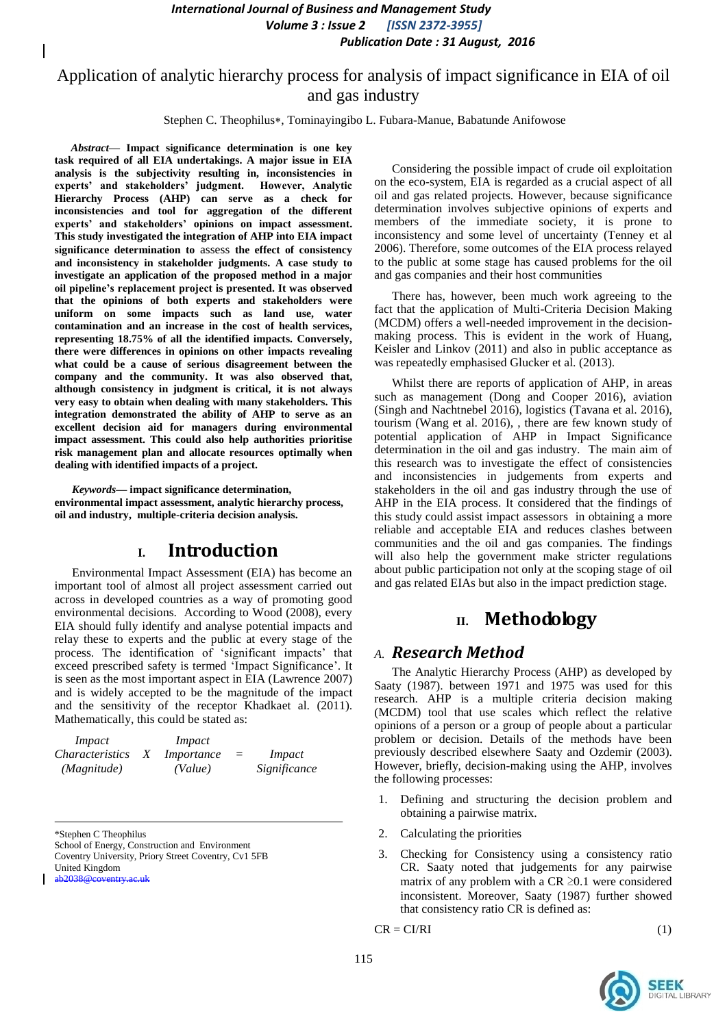# Application of analytic hierarchy process for analysis of impact significance in EIA of oil and gas industry

Stephen C. Theophilus*, Tominayingibo L. Fubara-Manue, Babatunde Anifowose

***Abstract*— Impact significance determination is one key task required of all EIA undertakings. A major issue in EIA analysis is the subjectivity resulting in, inconsistencies in experts' and stakeholders' judgment. However, Analytic Hierarchy Process (AHP) can serve as a check for inconsistencies and tool for aggregation of the different experts' and stakeholders' opinions on impact assessment. This study investigated the integration of AHP into EIA impact significance determination to** assess **the effect of consistency and inconsistency in stakeholder judgments. A case study to investigate an application of the proposed method in a major oil pipeline's replacement project is presented. It was observed that the opinions of both experts and stakeholders were uniform on some impacts such as land use, water contamination and an increase in the cost of health services, representing 18.75% of all the identified impacts. Conversely, there were differences in opinions on other impacts revealing what could be a cause of serious disagreement between the company and the community. It was also observed that, although consistency in judgment is critical, it is not always very easy to obtain when dealing with many stakeholders. This integration demonstrated the ability of AHP to serve as an excellent decision aid for managers during environmental impact assessment. This could also help authorities prioritise risk management plan and allocate resources optimally when dealing with identified impacts of a project.**

***Keywords*— impact significance determination, environmental impact assessment, analytic hierarchy process, oil and industry, multiple-criteria decision analysis.**

## I. Introduction

Environmental Impact Assessment (EIA) has become an important tool of almost all project assessment carried out across in developed countries as a way of promoting good environmental decisions. According to Wood (2008), every EIA should fully identify and analyse potential impacts and relay these to experts and the public at every stage of the process. The identification of 'significant impacts' that exceed prescribed safety is termed 'Impact Significance'. It is seen as the most important aspect in EIA (Lawrence 2007) and is widely accepted to be the magnitude of the impact and the sensitivity of the receptor Khadkaet al. (2011). Mathematically, this could be stated as:

*Impact Characteristics (Magnitude)* X *Impact Importance (Value)* = *Impact Significance*

Considering the possible impact of crude oil exploitation on the eco-system, EIA is regarded as a crucial aspect of all oil and gas related projects. However, because significance determination involves subjective opinions of experts and members of the immediate society, it is prone to inconsistency and some level of uncertainty (Tenney et al 2006). Therefore, some outcomes of the EIA process relayed to the public at some stage has caused problems for the oil and gas companies and their host communities

There has, however, been much work agreeing to the fact that the application of Multi-Criteria Decision Making (MCDM) offers a well-needed improvement in the decision-making process. This is evident in the work of Huang, Keisler and Linkov (2011) and also in public acceptance as was repeatedly emphasised Glucker et al. (2013).

Whilst there are reports of application of AHP, in areas such as management (Dong and Cooper 2016), aviation (Singh and Nachtnebel 2016), logistics (Tavana et al. 2016), tourism (Wang et al. 2016), , there are few known study of potential application of AHP in Impact Significance determination in the oil and gas industry. The main aim of this research was to investigate the effect of consistencies and inconsistencies in judgements from experts and stakeholders in the oil and gas industry through the use of AHP in the EIA process. It considered that the findings of this study could assist impact assessors in obtaining a more reliable and acceptable EIA and reduces clashes between communities and the oil and gas companies. The findings will also help the government make stricter regulations about public participation not only at the scoping stage of oil and gas related EIAs but also in the impact prediction stage.

## II. Methodology

### *A. Research Method*

The Analytic Hierarchy Process (AHP) as developed by Saaty (1987). between 1971 and 1975 was used for this research. AHP is a multiple criteria decision making (MCDM) tool that use scales which reflect the relative opinions of a person or a group of people about a particular problem or decision. Details of the methods have been previously described elsewhere Saaty and Ozdemir (2003). However, briefly, decision-making using the AHP, involves the following processes:

1. Defining and structuring the decision problem and obtaining a pairwise matrix.
2. Calculating the priorities
3. Checking for Consistency using a consistency ratio CR. Saaty noted that judgements for any pairwise matrix of any problem with a CR ≥0.1 were considered inconsistent. Moreover, Saaty (1987) further showed that consistency ratio CR is defined as:

$$CR = CI/RI \tag{1}$$

---

*Stephen C Theophilus
School of Energy, Construction and Environment
Coventry University, Priory Street Coventry, Cv1 5FB
United Kingdom
ab2038@coventry.ac.uk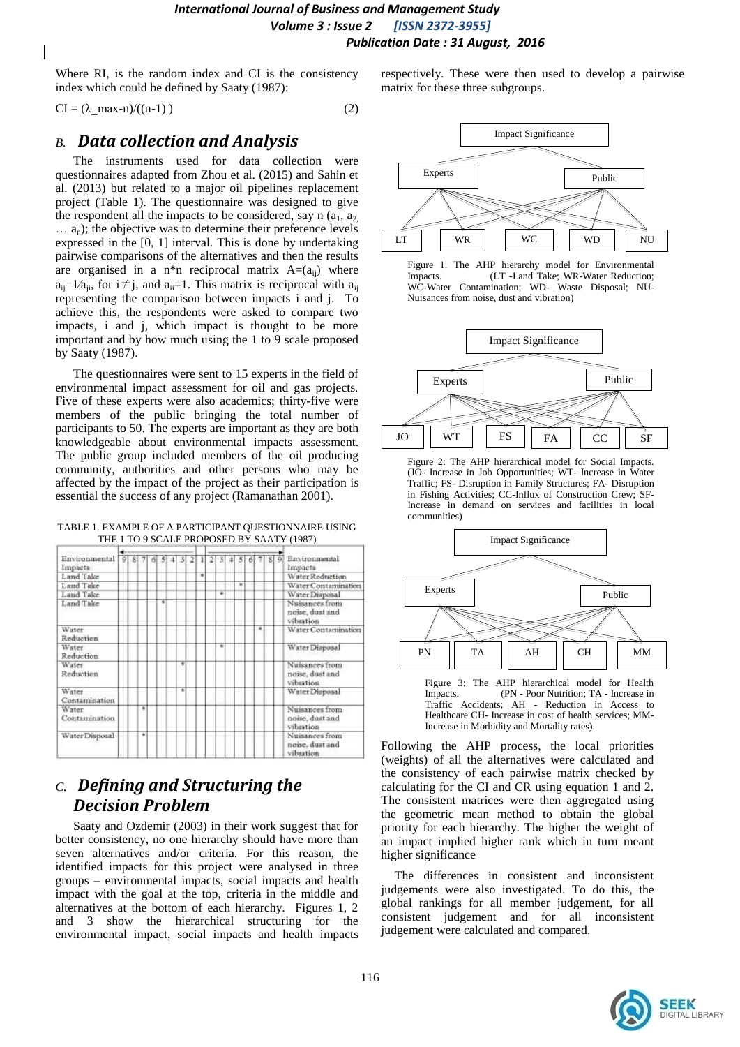Where RI, is the random index and CI is the consistency index which could be defined by Saaty (1987):

$$CI = (\lambda\_max - n)/((n-1)) \quad (2)$$

## B. *Data collection and Analysis*

The instruments used for data collection were questionnaires adapted from Zhou et al. (2015) and Sahin et al. (2013) but related to a major oil pipelines replacement project (Table 1). The questionnaire was designed to give the respondent all the impacts to be considered, say n ($a_1$, $a_2$, … $a_n$); the objective was to determine their preference levels expressed in the [0, 1] interval. This is done by undertaking pairwise comparisons of the alternatives and then the results are organised in a n*n reciprocal matrix $A=(a_{ij})$ where $a_{ij}=1/a_{ji}$, for $i \neq j$, and $a_{ii}=1$. This matrix is reciprocal with $a_{ij}$ representing the comparison between impacts i and j. To achieve this, the respondents were asked to compare two impacts, i and j, which impact is thought to be more important and by how much using the 1 to 9 scale proposed by Saaty (1987).

The questionnaires were sent to 15 experts in the field of environmental impact assessment for oil and gas projects. Five of these experts were also academics; thirty-five were members of the public bringing the total number of participants to 50. The experts are important as they are both knowledgeable about environmental impacts assessment. The public group included members of the oil producing community, authorities and other persons who may be affected by the impact of the project as their participation is essential the success of any project (Ramanathan 2001).

TABLE 1. EXAMPLE OF A PARTICIPANT QUESTIONNAIRE USING THE 1 TO 9 SCALE PROPOSED BY SAATY (1987)

| Environmental Impacts | 9 | 8 | 7 | 6 | 5 | 4 | 3 | 2 | 1 | 2 | 3 | 4 | 5 | 6 | 7 | 8 | 9 | Environmental Impacts |
|---|---|---|---|---|---|---|---|---|---|---|---|---|---|---|---|---|---|---|
| Land Take | | | | | | | | | * | | | | | | | | | Water Reduction |
| Land Take | | | | | | | | | | | | | * | | | | | Water Contamination |
| Land Take | | | | | | | | | | | * | | | | | | | Water Disposal |
| Land Take | | | | | * | | | | | | | | | | | | | Nuisances from noise, dust and vibration |
| Water Reduction | | | | | | | | | | | | | | | * | | | Water Contamination |
| Water Reduction | | | | | | | | | | | * | | | | | | | Water Disposal |
| Water Reduction | | | | | | | * | | | | | | | | | | | Nuisances from noise, dust and vibration |
| Water Contamination | | | | | | | * | | | | | | | | | | | Water Disposal |
| Water Contamination | | | * | | | | | | | | | | | | | | | Nuisances from noise, dust and vibration |
| Water Disposal | | | * | | | | | | | | | | | | | | | Nuisances from noise, dust and vibration |

## C. *Defining and Structuring the Decision Problem*

Saaty and Ozdemir (2003) in their work suggest that for better consistency, no one hierarchy should have more than seven alternatives and/or criteria. For this reason, the identified impacts for this project were analysed in three groups – environmental impacts, social impacts and health impact with the goal at the top, criteria in the middle and alternatives at the bottom of each hierarchy. Figures 1, 2 and 3 show the hierarchical structuring for the environmental impact, social impacts and health impacts respectively. These were then used to develop a pairwise matrix for these three subgroups.

Figure 1. The AHP hierarchy model for Environmental Impacts. (LT -Land Take; WR-Water Reduction; WC-Water Contamination; WD- Waste Disposal; NU- Nuisances from noise, dust and vibration)

Figure 2: The AHP hierarchical model for Social Impacts. (JO- Increase in Job Opportunities; WT- Increase in Water Traffic; FS- Disruption in Family Structures; FA- Disruption in Fishing Activities; CC-Influx of Construction Crew; SF- Increase in demand on services and facilities in local communities)

Figure 3: The AHP hierarchical model for Health Impacts. (PN - Poor Nutrition; TA - Increase in Traffic Accidents; AH - Reduction in Access to Healthcare CH- Increase in cost of health services; MM- Increase in Morbidity and Mortality rates).

Following the AHP process, the local priorities (weights) of all the alternatives were calculated and the consistency of each pairwise matrix checked by calculating for the CI and CR using equation 1 and 2. The consistent matrices were then aggregated using the geometric mean method to obtain the global priority for each hierarchy. The higher the weight of an impact implied higher rank which in turn meant higher significance

The differences in consistent and inconsistent judgements were also investigated. To do this, the global rankings for all member judgement, for all consistent judgement and for all inconsistent judgement were calculated and compared.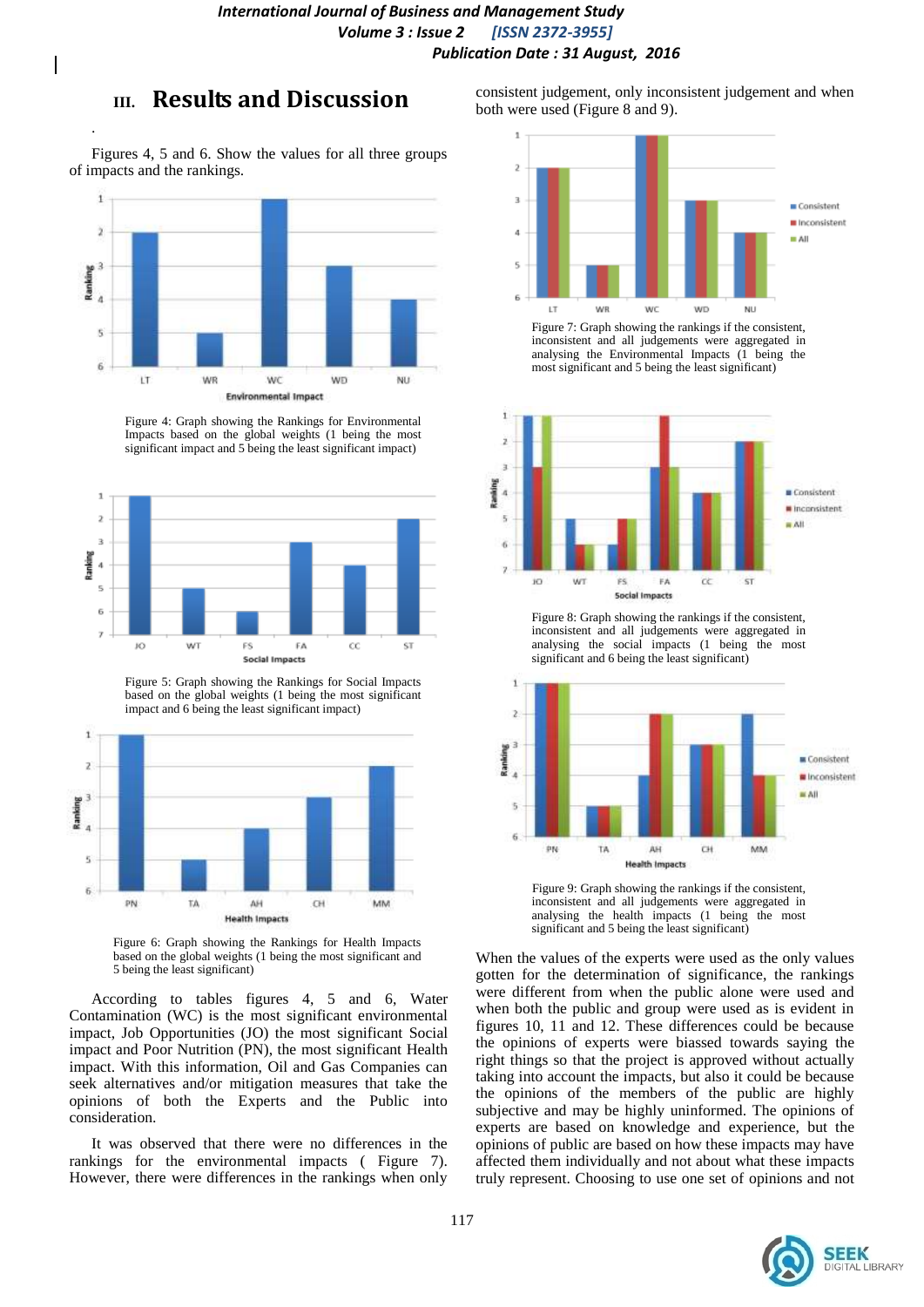## III. Results and Discussion

Figures 4, 5 and 6. Show the values for all three groups of impacts and the rankings.

Figure 4: Graph showing the Rankings for Environmental Impacts based on the global weights (1 being the most significant impact and 5 being the least significant impact)

Figure 5: Graph showing the Rankings for Social Impacts based on the global weights (1 being the most significant impact and 6 being the least significant impact)

Figure 6: Graph showing the Rankings for Health Impacts based on the global weights (1 being the most significant and 5 being the least significant)

According to tables figures 4, 5 and 6, Water Contamination (WC) is the most significant environmental impact, Job Opportunities (JO) the most significant Social impact and Poor Nutrition (PN), the most significant Health impact. With this information, Oil and Gas Companies can seek alternatives and/or mitigation measures that take the opinions of both the Experts and the Public into consideration.

It was observed that there were no differences in the rankings for the environmental impacts ( Figure 7). However, there were differences in the rankings when only consistent judgement, only inconsistent judgement and when both were used (Figure 8 and 9).

Figure 7: Graph showing the rankings if the consistent, inconsistent and all judgements were aggregated in analysing the Environmental Impacts (1 being the most significant and 5 being the least significant)

Figure 8: Graph showing the rankings if the consistent, inconsistent and all judgements were aggregated in analysing the social impacts (1 being the most significant and 6 being the least significant)

Figure 9: Graph showing the rankings if the consistent, inconsistent and all judgements were aggregated in analysing the health impacts (1 being the most significant and 5 being the least significant)

When the values of the experts were used as the only values gotten for the determination of significance, the rankings were different from when the public alone were used and when both the public and group were used as is evident in figures 10, 11 and 12. These differences could be because the opinions of experts were biassed towards saying the right things so that the project is approved without actually taking into account the impacts, but also it could be because the opinions of the members of the public are highly subjective and may be highly uninformed. The opinions of experts are based on knowledge and experience, but the opinions of public are based on how these impacts may have affected them individually and not about what these impacts truly represent. Choosing to use one set of opinions and not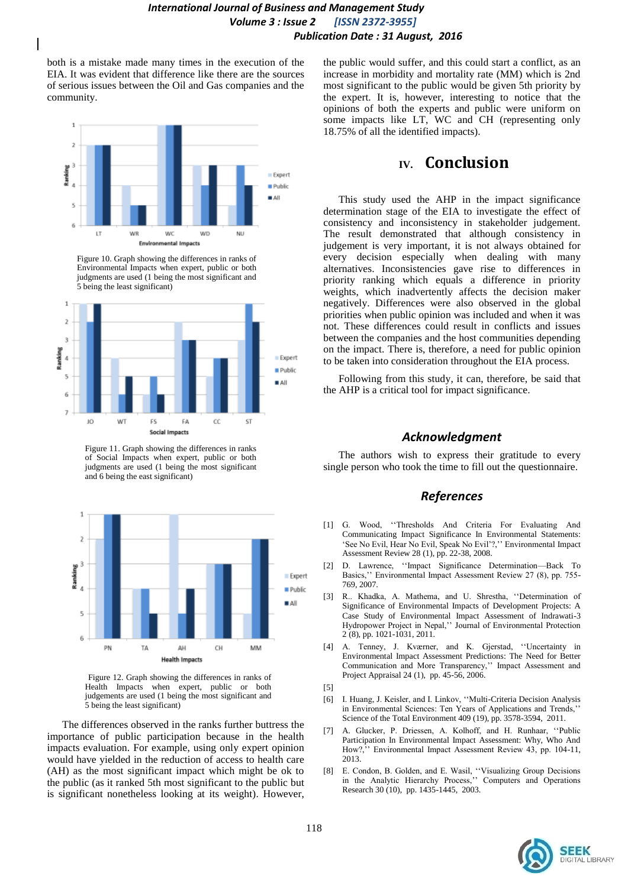both is a mistake made many times in the execution of the EIA. It was evident that difference like there are the sources of serious issues between the Oil and Gas companies and the community.

Figure 10. Graph showing the differences in ranks of Environmental Impacts when expert, public or both judgments are used (1 being the most significant and 5 being the least significant)

Figure 11. Graph showing the differences in ranks of Social Impacts when expert, public or both judgments are used (1 being the most significant and 6 being the east significant)

Figure 12. Graph showing the differences in ranks of Health Impacts when expert, public or both judgements are used (1 being the most significant and 5 being the least significant)

The differences observed in the ranks further buttress the importance of public participation because in the health impacts evaluation. For example, using only expert opinion would have yielded in the reduction of access to health care (AH) as the most significant impact which might be ok to the public (as it ranked 5th most significant to the public but is significant nonetheless looking at its weight). However, the public would suffer, and this could start a conflict, as an increase in morbidity and mortality rate (MM) which is 2nd most significant to the public would be given 5th priority by the expert. It is, however, interesting to notice that the opinions of both the experts and public were uniform on some impacts like LT, WC and CH (representing only 18.75% of all the identified impacts).

## IV. Conclusion

This study used the AHP in the impact significance determination stage of the EIA to investigate the effect of consistency and inconsistency in stakeholder judgement. The result demonstrated that although consistency in judgement is very important, it is not always obtained for every decision especially when dealing with many alternatives. Inconsistencies gave rise to differences in priority ranking which equals a difference in priority weights, which inadvertently affects the decision maker negatively. Differences were also observed in the global priorities when public opinion was included and when it was not. These differences could result in conflicts and issues between the companies and the host communities depending on the impact. There is, therefore, a need for public opinion to be taken into consideration throughout the EIA process.

Following from this study, it can, therefore, be said that the AHP is a critical tool for impact significance.

## *Acknowledgment*

The authors wish to express their gratitude to every single person who took the time to fill out the questionnaire.

## *References*

[1] G. Wood, ''Thresholds And Criteria For Evaluating And Communicating Impact Significance In Environmental Statements: 'See No Evil, Hear No Evil, Speak No Evil'?,'' Environmental Impact Assessment Review 28 (1), pp. 22-38, 2008.

[2] D. Lawrence, ''Impact Significance Determination—Back To Basics,'' Environmental Impact Assessment Review 27 (8), pp. 755-769, 2007.

[3] R.. Khadka, A. Mathema, and U. Shrestha, ''Determination of Significance of Environmental Impacts of Development Projects: A Case Study of Environmental Impact Assessment of Indrawati-3 Hydropower Project in Nepal,'' Journal of Environmental Protection 2 (8), pp. 1021-1031, 2011.

[4] A. Tenney, J. Kværner, and K. Gjerstad, ''Uncertainty in Environmental Impact Assessment Predictions: The Need for Better Communication and More Transparency,'' Impact Assessment and Project Appraisal 24 (1), pp. 45-56, 2006.

[5]

[6] I. Huang, J. Keisler, and I. Linkov, ''Multi-Criteria Decision Analysis in Environmental Sciences: Ten Years of Applications and Trends,'' Science of the Total Environment 409 (19), pp. 3578-3594, 2011.

[7] A. Glucker, P. Driessen, A. Kolhoff, and H. Runhaar, ''Public Participation In Environmental Impact Assessment: Why, Who And How?,'' Environmental Impact Assessment Review 43, pp. 104-11, 2013.

[8] E. Condon, B. Golden, and E. Wasil, ''Visualizing Group Decisions in the Analytic Hierarchy Process,'' Computers and Operations Research 30 (10), pp. 1435-1445, 2003.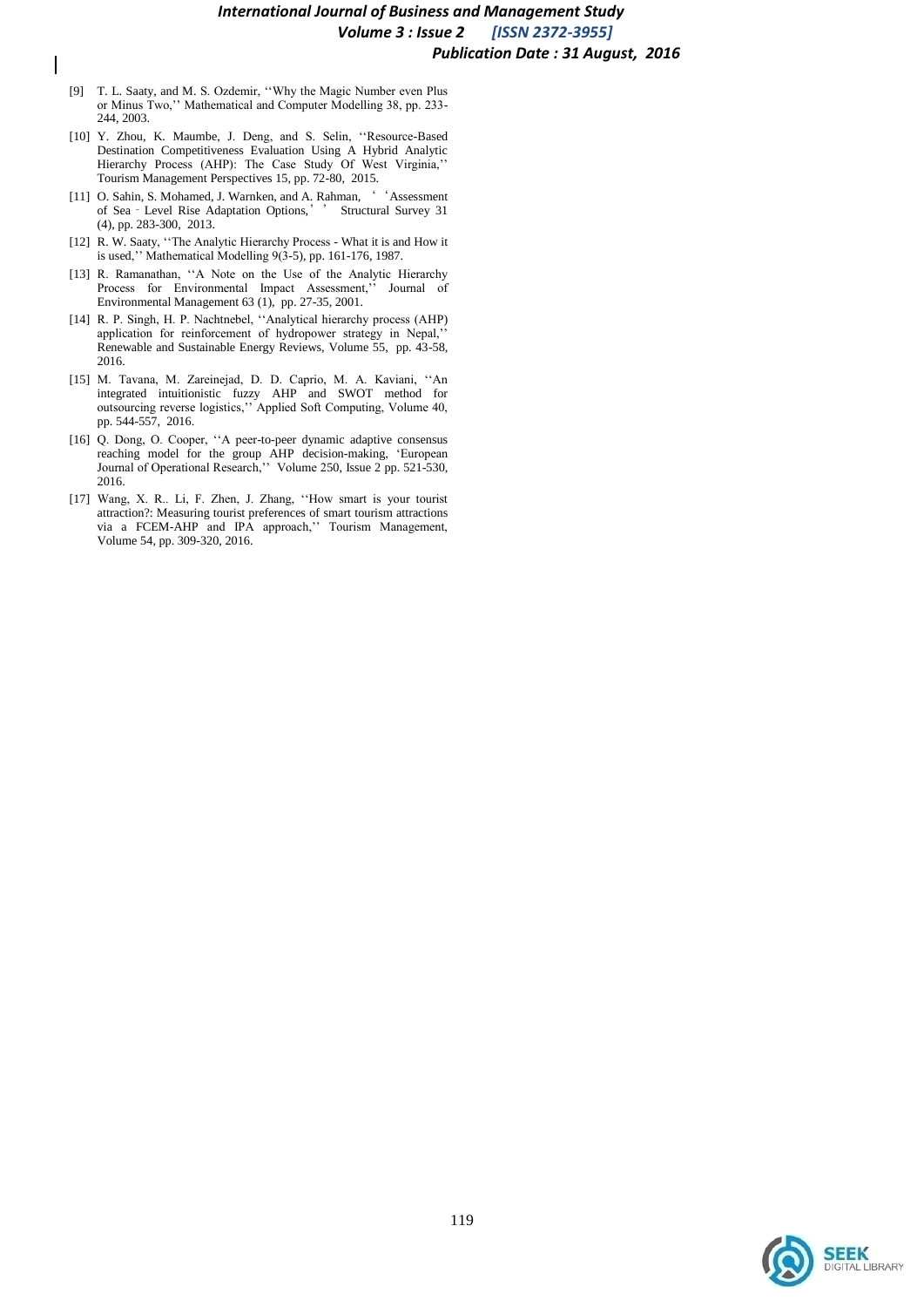[9] T. L. Saaty, and M. S. Ozdemir, ''Why the Magic Number even Plus or Minus Two,'' Mathematical and Computer Modelling 38, pp. 233-244, 2003.

[10] Y. Zhou, K. Maumbe, J. Deng, and S. Selin, ''Resource-Based Destination Competitiveness Evaluation Using A Hybrid Analytic Hierarchy Process (AHP): The Case Study Of West Virginia,'' Tourism Management Perspectives 15, pp. 72-80, 2015.

[11] O. Sahin, S. Mohamed, J. Warnken, and A. Rahman, ' 'Assessment of Sea - Level Rise Adaptation Options,' ' Structural Survey 31 (4), pp. 283-300, 2013.

[12] R. W. Saaty, ''The Analytic Hierarchy Process - What it is and How it is used,'' Mathematical Modelling 9(3-5), pp. 161-176, 1987.

[13] R. Ramanathan, ''A Note on the Use of the Analytic Hierarchy Process for Environmental Impact Assessment,'' Journal of Environmental Management 63 (1), pp. 27-35, 2001.

[14] R. P. Singh, H. P. Nachtnebel, ''Analytical hierarchy process (AHP) application for reinforcement of hydropower strategy in Nepal,'' Renewable and Sustainable Energy Reviews, Volume 55, pp. 43-58, 2016.

[15] M. Tavana, M. Zareinejad, D. D. Caprio, M. A. Kaviani, ''An integrated intuitionistic fuzzy AHP and SWOT method for outsourcing reverse logistics,'' Applied Soft Computing, Volume 40, pp. 544-557, 2016.

[16] Q. Dong, O. Cooper, ''A peer-to-peer dynamic adaptive consensus reaching model for the group AHP decision-making, 'European Journal of Operational Research,'' Volume 250, Issue 2 pp. 521-530, 2016.

[17] Wang, X. R.. Li, F. Zhen, J. Zhang, ''How smart is your tourist attraction?: Measuring tourist preferences of smart tourism attractions via a FCEM-AHP and IPA approach,'' Tourism Management, Volume 54, pp. 309-320, 2016.